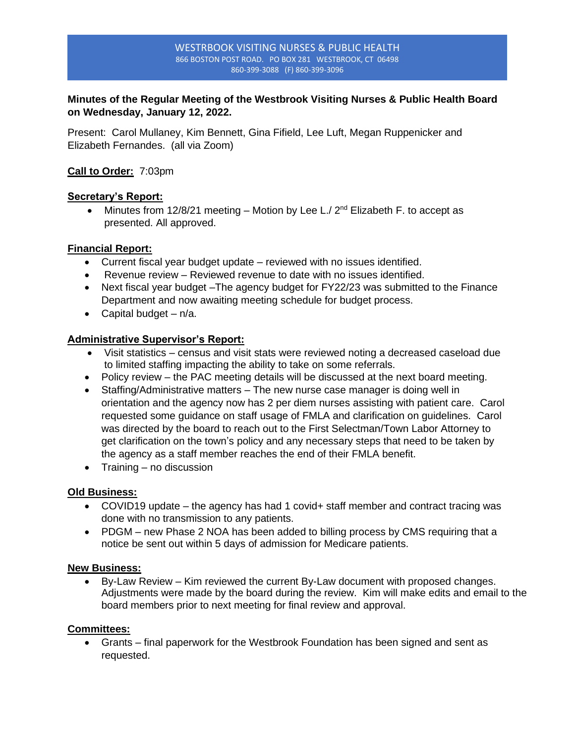WESTRBOOK VISITING NURSES & PUBLIC HEALTH
866 BOSTON POST ROAD. PO BOX 281 WESTBROOK, CT 06498
860-399-3088 (F) 860-399-3096

**Minutes of the Regular Meeting of the Westbrook Visiting Nurses & Public Health Board on Wednesday, January 12, 2022.**

Present: Carol Mullaney, Kim Bennett, Gina Fifield, Lee Luft, Megan Ruppenicker and Elizabeth Fernandes. (all via Zoom)

**Call to Order:** 7:03pm

**Secretary's Report:**

- Minutes from 12/8/21 meeting – Motion by Lee L./ 2nd Elizabeth F. to accept as presented. All approved.

**Financial Report:**

- Current fiscal year budget update – reviewed with no issues identified.
- Revenue review – Reviewed revenue to date with no issues identified.
- Next fiscal year budget –The agency budget for FY22/23 was submitted to the Finance Department and now awaiting meeting schedule for budget process.
- Capital budget – n/a.

**Administrative Supervisor's Report:**

- Visit statistics – census and visit stats were reviewed noting a decreased caseload due to limited staffing impacting the ability to take on some referrals.
- Policy review – the PAC meeting details will be discussed at the next board meeting.
- Staffing/Administrative matters – The new nurse case manager is doing well in orientation and the agency now has 2 per diem nurses assisting with patient care. Carol requested some guidance on staff usage of FMLA and clarification on guidelines. Carol was directed by the board to reach out to the First Selectman/Town Labor Attorney to get clarification on the town's policy and any necessary steps that need to be taken by the agency as a staff member reaches the end of their FMLA benefit.
- Training – no discussion

**Old Business:**

- COVID19 update – the agency has had 1 covid+ staff member and contract tracing was done with no transmission to any patients.
- PDGM – new Phase 2 NOA has been added to billing process by CMS requiring that a notice be sent out within 5 days of admission for Medicare patients.

**New Business:**

- By-Law Review – Kim reviewed the current By-Law document with proposed changes. Adjustments were made by the board during the review. Kim will make edits and email to the board members prior to next meeting for final review and approval.

**Committees:**

- Grants – final paperwork for the Westbrook Foundation has been signed and sent as requested.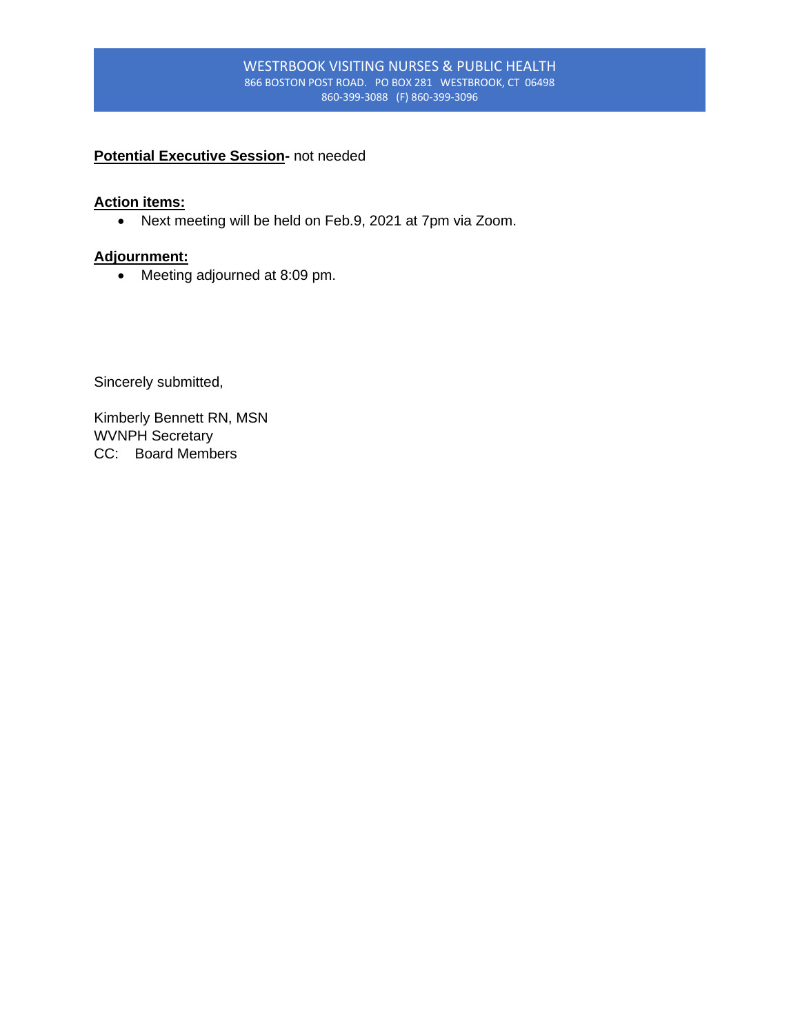**Potential Executive Session-** not needed

**Action items:**

- Next meeting will be held on Feb.9, 2021 at 7pm via Zoom.

**Adjournment:**

- Meeting adjourned at 8:09 pm.

Sincerely submitted,

Kimberly Bennett RN, MSN
WVNPH Secretary
CC: Board Members